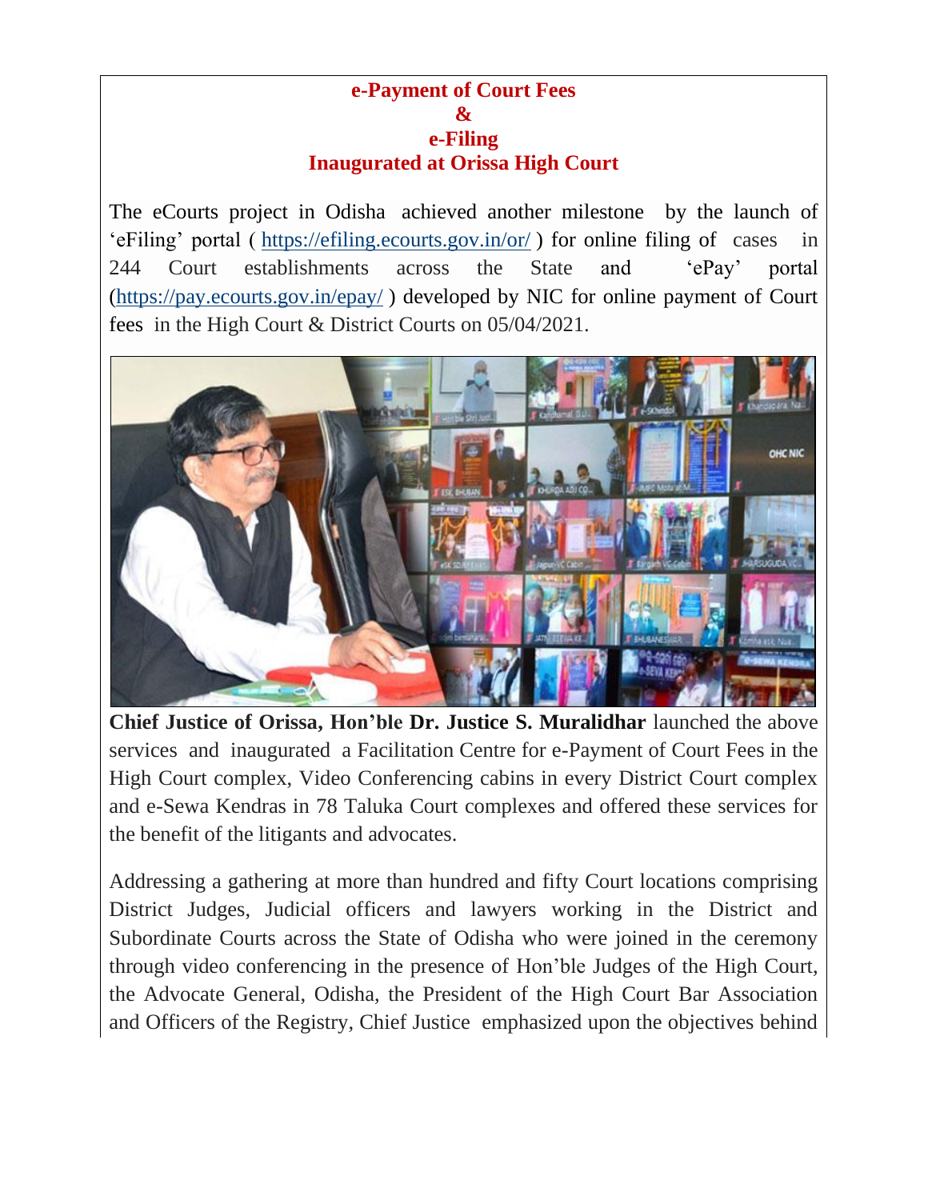# e-Payment of Court Fees
# &
# e-Filing
# Inaugurated at Orissa High Court

The eCourts project in Odisha achieved another milestone by the launch of 'eFiling' portal ( https://efiling.ecourts.gov.in/or/ ) for online filing of cases in 244 Court establishments across the State and 'ePay' portal (https://pay.ecourts.gov.in/epay/ ) developed by NIC for online payment of Court fees in the High Court & District Courts on 05/04/2021.

**Chief Justice of Orissa, Hon'ble Dr. Justice S. Muralidhar** launched the above services and inaugurated a Facilitation Centre for e-Payment of Court Fees in the High Court complex, Video Conferencing cabins in every District Court complex and e-Sewa Kendras in 78 Taluka Court complexes and offered these services for the benefit of the litigants and advocates.

Addressing a gathering at more than hundred and fifty Court locations comprising District Judges, Judicial officers and lawyers working in the District and Subordinate Courts across the State of Odisha who were joined in the ceremony through video conferencing in the presence of Hon'ble Judges of the High Court, the Advocate General, Odisha, the President of the High Court Bar Association and Officers of the Registry, Chief Justice emphasized upon the objectives behind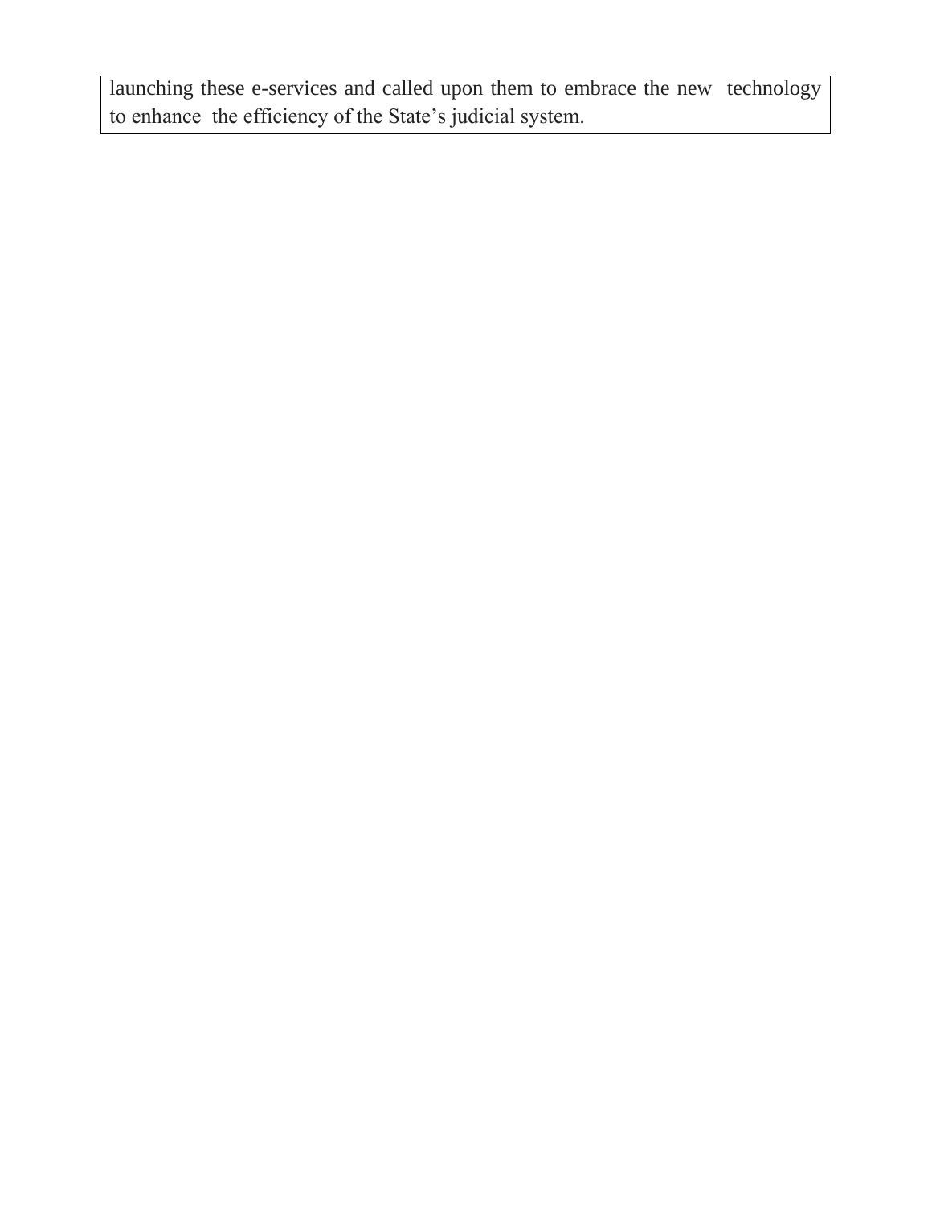launching these e-services and called upon them to embrace the new technology to enhance the efficiency of the State's judicial system.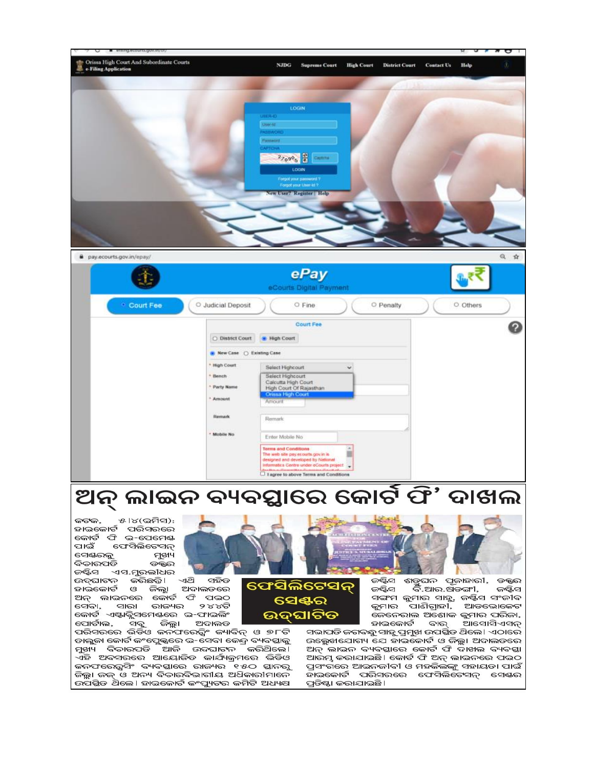Orissa High Court And Subordinate Courts
e-Filing Application

NJDG | Supreme Court | High Court | District Court | Contact Us | Help

LOGIN
USER-ID
PASSWORD
CAPTCHA
LOGIN
Forgot your password ?
Forgot your User-Id ?
New User? Register | Help

pay.ecourts.gov.in/epay/

ePay
eCourts Digital Payment

Court Fee | Judicial Deposit | Fine | Penalty | Others

Court Fee
District Court | High Court
New Case | Existing Case
* High Court: Select Highcourt
Select Highcourt
Calcutta High Court
High Court Of Rajasthan
Orissa High Court
* Bench
* Party Name
* Amount
Remark
* Mobile No: Enter Mobile No
Terms and Conditions
The web site pay.ecourts.gov.in is designed and developed by National Informatics Centre under eCourts project
I agree to above Terms and Conditions

# ଅନ୍ ଲାଇନ ବ୍ୟବସ୍ଥାରେ କୋର୍ଟ ଫି' ଦାଖଲ

## ଫେସିଲିଟେସନ୍ ସେଣ୍ଟର ଉଦ୍ଘାଟିତ

କଟକ, ୫।୪(ଇମିସ): ହାଇକୋର୍ଟ ପରିସରରେ କୋର୍ଟ ଫି ଇ-ପେମେଣ୍ଟ ପାଇଁ ଫେସିଲିଟେସନ୍ ସେଣ୍ଟରକୁ ମୁଖ୍ୟ ବିଚାରପତି ଡକ୍ଟର ଜଷ୍ଟିସ ଏସ.ମୁରଲୀଧର ଉଦ୍ଘାଟନ କରିଛନ୍ତି। ଏଥି ସହିତ ହାଇକୋର୍ଟ ଓ ଜିଲ୍ଲା ଅଦାଲତରେ ଅନ୍ ଲାଇନରେ କୋର୍ଟ ଫି ପଇଠ ସେବା, ସାରା ରାଜ୍ୟର ୨୪୪ଟି କୋର୍ଟ ଏଷ୍ଟାବ୍ଲିସମେଣ୍ଟରେ ଇ-ଫାଇଲିଂ ପୋର୍ଟାଲ, ସବୁ ଜିଲ୍ଲା ଅଦାଲତ ପରିସରରେ ଭିଡିଓ କନଫରେନ୍ସିଂ କ୍ୟାବିନ୍ ଓ ୭୮ଟି ତାଲୁକା କୋର୍ଟ କମ୍ପ୍ଲେକ୍ସରେ ଇ-ସେବା କେନ୍ଦ୍ର ବ୍ୟବସ୍ଥାକୁ ମୁଖ୍ୟ ବିଚାରପତି ଆଜି ଉଦଘାଟନ କରିଥିଲେ। ଏହି ଅବସରରେ ଆୟୋଜିତ କାର୍ଯ୍ୟକ୍ରମରେ ଭିଡିଓ କନଫରେନ୍ସିଂ ବ୍ୟବସ୍ଥାରେ ରାଜ୍ୟର ୧୫୦ ସ୍ଥାନରୁ ଜିଲ୍ଲା ଜଜ୍ ଓ ଅନ୍ୟ ବିଚାରବିଭାଗୀୟ ଅଧିକାରୀମାନେ ଉପସ୍ଥିତ ଥିଲେ। ହାଇକୋର୍ଟ କମ୍ପ୍ୟୁଟର କମିଟି ଅଧ୍ୟକ୍ଷ ଜଷ୍ଟିସ ଶତ୍ରୁଘ୍ନ ପୂଜାହାରୀ, ଡକ୍ଟର ଜଷ୍ଟିସ ବି.ଆର.ଷଡଙ୍ଗୀ, ଜଷ୍ଟିସ ସଙ୍ଗମ କୁମାର ସାହୁ, ଜଷ୍ଟିସ ସଂଜୀବ କୁମାର ପାଣିଗ୍ରାହୀ, ଆଡଭୋକେଟ ଜେନେରାଲ ଅଶୋକ କୁମାର ପରିଜା, ହାଇକୋର୍ଟ ବାର୍ ଆସୋସିଏସନ୍ ସଭାପତି ଜଗବନ୍ଧୁ ସାହୁ ପ୍ରମୁଖ ଉପସ୍ଥିତ ଥିଲେ। ଏଠାରେ ଉଲ୍ଲେଖଯୋଗ୍ୟ ଯେ ହାଇକୋର୍ଟ ଓ ଜିଲ୍ଲା ଅଦାଲତରେ ଅନ୍ ଲାଇନ ବ୍ୟବସ୍ଥାରେ କୋର୍ଟ ଫି ଦାଖଲ ବ୍ୟବସ୍ଥା ଆରମ୍ଭ କରାଯାଇଛି। କୋର୍ଟ ଫି ଅନ୍ ଲାଇନରେ ପଇଠ ପ୍ରସଂଗରେ ଆଇନଜୀବୀ ଓ ମହକିଲଙ୍କୁ ସହାୟତା ପାଇଁ ହାଇକୋର୍ଟ ପରିସରରେ ଫେସିଲିଟେସନ୍ ସେଣ୍ଟର ପ୍ରତିଷ୍ଠା କରାଯାଇଛି।